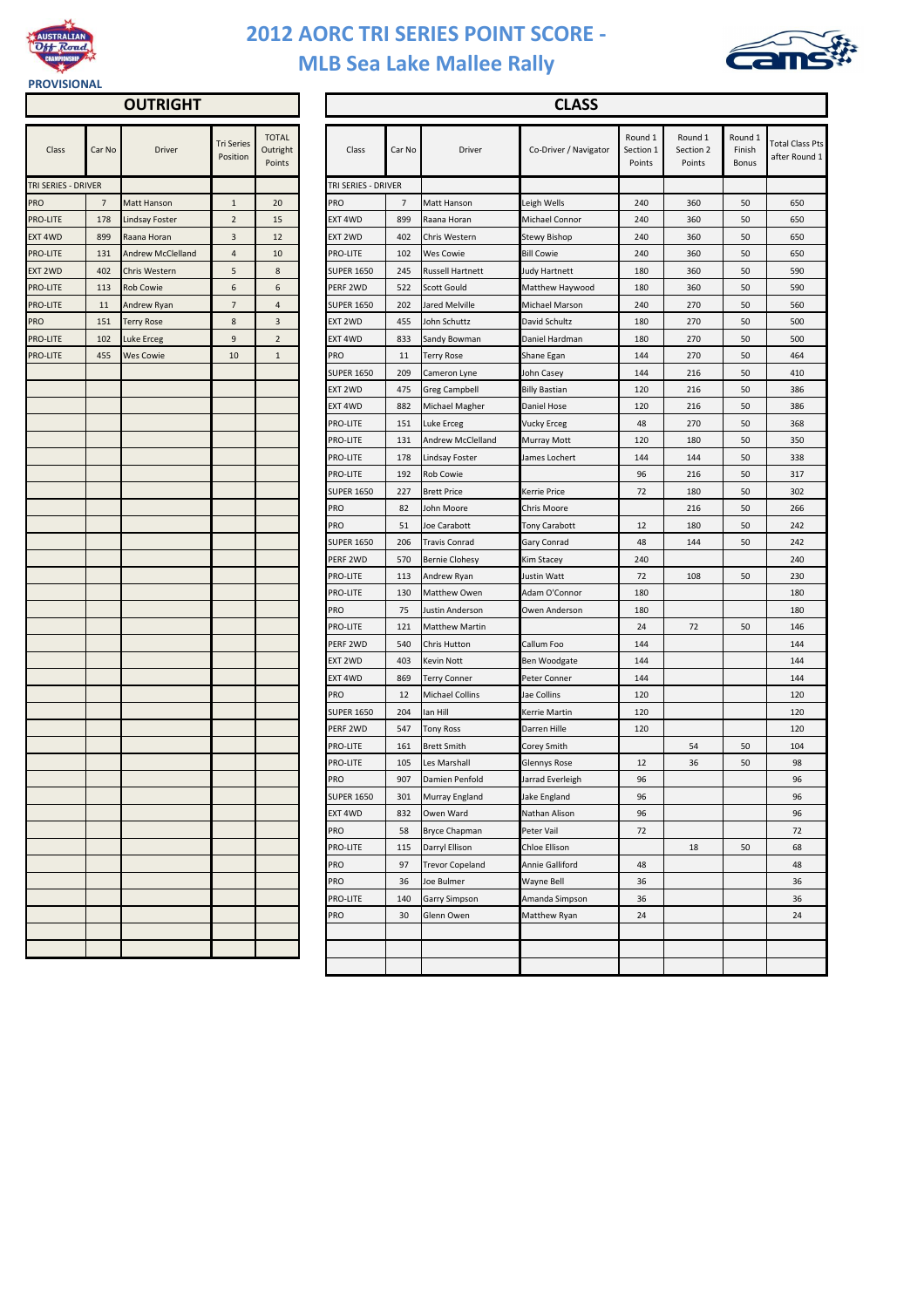# 2012 AORC TRI SERIES POINT SCORE - MLB Sea Lake Mallee Rally

PROVISIONAL

## OUTRIGHT

| Class | Car No | Driver | Tri Series Position | TOTAL Outright Points |
|---|---|---|---|---|
| TRI SERIES - DRIVER | | | | |
| PRO | 7 | Matt Hanson | 1 | 20 |
| PRO-LITE | 178 | Lindsay Foster | 2 | 15 |
| EXT 4WD | 899 | Raana Horan | 3 | 12 |
| PRO-LITE | 131 | Andrew McClelland | 4 | 10 |
| EXT 2WD | 402 | Chris Western | 5 | 8 |
| PRO-LITE | 113 | Rob Cowie | 6 | 6 |
| PRO-LITE | 11 | Andrew Ryan | 7 | 4 |
| PRO | 151 | Terry Rose | 8 | 3 |
| PRO-LITE | 102 | Luke Erceg | 9 | 2 |
| PRO-LITE | 455 | Wes Cowie | 10 | 1 |

## CLASS

| Class | Car No | Driver | Co-Driver / Navigator | Round 1 Section 1 Points | Round 1 Section 2 Points | Round 1 Finish Bonus | Total Class Pts after Round 1 |
|---|---|---|---|---|---|---|---|
| TRI SERIES - DRIVER | | | | | | | |
| PRO | 7 | Matt Hanson | Leigh Wells | 240 | 360 | 50 | 650 |
| EXT 4WD | 899 | Raana Horan | Michael Connor | 240 | 360 | 50 | 650 |
| EXT 2WD | 402 | Chris Western | Stewy Bishop | 240 | 360 | 50 | 650 |
| PRO-LITE | 102 | Wes Cowie | Bill Cowie | 240 | 360 | 50 | 650 |
| SUPER 1650 | 245 | Russell Hartnett | Judy Hartnett | 180 | 360 | 50 | 590 |
| PERF 2WD | 522 | Scott Gould | Matthew Haywood | 180 | 360 | 50 | 590 |
| SUPER 1650 | 202 | Jared Melville | Michael Marson | 240 | 270 | 50 | 560 |
| EXT 2WD | 455 | John Schultz | David Schultz | 180 | 270 | 50 | 500 |
| EXT 4WD | 833 | Sandy Bowman | Daniel Hardman | 180 | 270 | 50 | 500 |
| PRO | 11 | Terry Rose | Shane Egan | 144 | 270 | 50 | 464 |
| SUPER 1650 | 209 | Cameron Lyne | John Casey | 144 | 216 | 50 | 410 |
| EXT 2WD | 475 | Greg Campbell | Billy Bastian | 120 | 216 | 50 | 386 |
| EXT 4WD | 882 | Michael Magher | Daniel Hose | 120 | 216 | 50 | 386 |
| PRO-LITE | 151 | Luke Erceg | Vucky Erceg | 48 | 270 | 50 | 368 |
| PRO-LITE | 131 | Andrew McClelland | Murray Mott | 120 | 180 | 50 | 350 |
| PRO-LITE | 178 | Lindsay Foster | James Lochert | 144 | 144 | 50 | 338 |
| PRO-LITE | 192 | Rob Cowie | | 96 | 216 | 50 | 317 |
| SUPER 1650 | 227 | Brett Price | Kerrie Price | 72 | 180 | 50 | 302 |
| PRO | 82 | John Moore | Chris Moore | | 216 | 50 | 266 |
| PRO | 51 | Joe Carabott | Tony Carabott | 12 | 180 | 50 | 242 |
| SUPER 1650 | 206 | Travis Conrad | Gary Conrad | 48 | 144 | 50 | 242 |
| PERF 2WD | 570 | Bernie Clohesy | Kim Stacey | 240 | | | 240 |
| PRO-LITE | 113 | Andrew Ryan | Justin Watt | 72 | 108 | 50 | 230 |
| PRO-LITE | 130 | Matthew Owen | Adam O'Connor | 180 | | | 180 |
| PRO | 75 | Justin Anderson | Owen Anderson | 180 | | | 180 |
| PRO-LITE | 121 | Matthew Martin | | 24 | 72 | 50 | 146 |
| PERF 2WD | 540 | Chris Hutton | Callum Foo | 144 | | | 144 |
| EXT 2WD | 403 | Kevin Nott | Ben Woodgate | 144 | | | 144 |
| EXT 4WD | 869 | Terry Conner | Peter Conner | 144 | | | 144 |
| PRO | 12 | Michael Collins | Jae Collins | 120 | | | 120 |
| SUPER 1650 | 204 | Ian Hill | Kerrie Martin | 120 | | | 120 |
| PERF 2WD | 547 | Tony Ross | Darren Hille | 120 | | | 120 |
| PRO-LITE | 161 | Brett Smith | Corey Smith | | 54 | 50 | 104 |
| PRO-LITE | 105 | Les Marshall | Glennys Rose | 12 | 36 | 50 | 98 |
| PRO | 907 | Damien Penfold | Jarrad Everleigh | 96 | | | 96 |
| SUPER 1650 | 301 | Murray England | Jake England | 96 | | | 96 |
| EXT 4WD | 832 | Owen Ward | Nathan Alison | 96 | | | 96 |
| PRO | 58 | Bryce Chapman | Peter Vail | 72 | | | 72 |
| PRO-LITE | 115 | Darryl Ellison | Chloe Ellison | | 18 | 50 | 68 |
| PRO | 97 | Trevor Copeland | Annie Galliford | 48 | | | 48 |
| PRO | 36 | Joe Bulmer | Wayne Bell | 36 | | | 36 |
| PRO-LITE | 140 | Garry Simpson | Amanda Simpson | 36 | | | 36 |
| PRO | 30 | Glenn Owen | Matthew Ryan | 24 | | | 24 |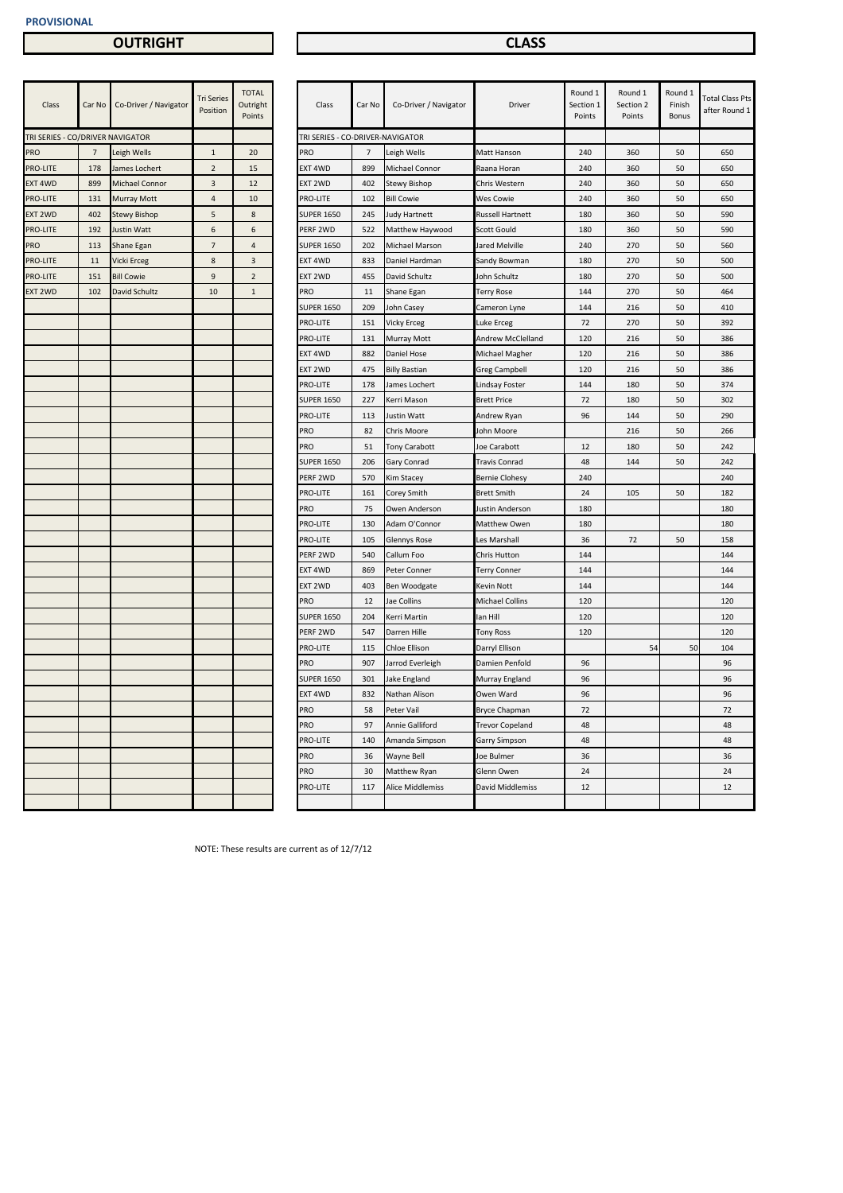**PROVISIONAL**

## OUTRIGHT

| Class | Car No | Co-Driver / Navigator | Tri Series Position | TOTAL Outright Points |
|---|---|---|---|---|
| TRI SERIES - CO/DRIVER NAVIGATOR | | | | |
| PRO | 7 | Leigh Wells | 1 | 20 |
| PRO-LITE | 178 | James Lochert | 2 | 15 |
| EXT 4WD | 899 | Michael Connor | 3 | 12 |
| PRO-LITE | 131 | Murray Mott | 4 | 10 |
| EXT 2WD | 402 | Stewy Bishop | 5 | 8 |
| PRO-LITE | 192 | Justin Watt | 6 | 6 |
| PRO | 113 | Shane Egan | 7 | 4 |
| PRO-LITE | 11 | Vicki Erceg | 8 | 3 |
| PRO-LITE | 151 | Bill Cowie | 9 | 2 |
| EXT 2WD | 102 | David Schultz | 10 | 1 |

## CLASS

| Class | Car No | Co-Driver / Navigator | Driver | Round 1 Section 1 Points | Round 1 Section 2 Points | Round 1 Finish Bonus | Total Class Pts after Round 1 |
|---|---|---|---|---|---|---|---|
| TRI SERIES - CO-DRIVER-NAVIGATOR | | | | | | | |
| PRO | 7 | Leigh Wells | Matt Hanson | 240 | 360 | 50 | 650 |
| EXT 4WD | 899 | Michael Connor | Raana Horan | 240 | 360 | 50 | 650 |
| EXT 2WD | 402 | Stewy Bishop | Chris Western | 240 | 360 | 50 | 650 |
| PRO-LITE | 102 | Bill Cowie | Wes Cowie | 240 | 360 | 50 | 650 |
| SUPER 1650 | 245 | Judy Hartnett | Russell Hartnett | 180 | 360 | 50 | 590 |
| PERF 2WD | 522 | Matthew Haywood | Scott Gould | 180 | 360 | 50 | 590 |
| SUPER 1650 | 202 | Michael Marson | Jared Melville | 240 | 270 | 50 | 560 |
| EXT 4WD | 833 | Daniel Hardman | Sandy Bowman | 180 | 270 | 50 | 500 |
| EXT 2WD | 455 | David Schultz | John Schultz | 180 | 270 | 50 | 500 |
| PRO | 11 | Shane Egan | Terry Rose | 144 | 270 | 50 | 464 |
| SUPER 1650 | 209 | John Casey | Cameron Lyne | 144 | 216 | 50 | 410 |
| PRO-LITE | 151 | Vicky Erceg | Luke Erceg | 72 | 270 | 50 | 392 |
| PRO-LITE | 131 | Murray Mott | Andrew McClelland | 120 | 216 | 50 | 386 |
| EXT 4WD | 882 | Daniel Hose | Michael Magher | 120 | 216 | 50 | 386 |
| EXT 2WD | 475 | Billy Bastian | Greg Campbell | 120 | 216 | 50 | 386 |
| PRO-LITE | 178 | James Lochert | Lindsay Foster | 144 | 180 | 50 | 374 |
| SUPER 1650 | 227 | Kerri Mason | Brett Price | 72 | 180 | 50 | 302 |
| PRO-LITE | 113 | Justin Watt | Andrew Ryan | 96 | 144 | 50 | 290 |
| PRO | 82 | Chris Moore | John Moore | | 216 | 50 | 266 |
| PRO | 51 | Tony Carabott | Joe Carabott | 12 | 180 | 50 | 242 |
| SUPER 1650 | 206 | Gary Conrad | Travis Conrad | 48 | 144 | 50 | 242 |
| PERF 2WD | 570 | Kim Stacey | Bernie Clohesy | 240 | | | 240 |
| PRO-LITE | 161 | Corey Smith | Brett Smith | 24 | 105 | 50 | 182 |
| PRO | 75 | Owen Anderson | Justin Anderson | 180 | | | 180 |
| PRO-LITE | 130 | Adam O'Connor | Matthew Owen | 180 | | | 180 |
| PRO-LITE | 105 | Glennys Rose | Les Marshall | 36 | 72 | 50 | 158 |
| PERF 2WD | 540 | Callum Foo | Chris Hutton | 144 | | | 144 |
| EXT 4WD | 869 | Peter Conner | Terry Conner | 144 | | | 144 |
| EXT 2WD | 403 | Ben Woodgate | Kevin Nott | 144 | | | 144 |
| PRO | 12 | Jae Collins | Michael Collins | 120 | | | 120 |
| SUPER 1650 | 204 | Kerri Martin | Ian Hill | 120 | | | 120 |
| PERF 2WD | 547 | Darren Hille | Tony Ross | 120 | | | 120 |
| PRO-LITE | 115 | Chloe Ellison | Darryl Ellison | | 54 | 50 | 104 |
| PRO | 907 | Jarrod Everleigh | Damien Penfold | 96 | | | 96 |
| SUPER 1650 | 301 | Jake England | Murray England | 96 | | | 96 |
| EXT 4WD | 832 | Nathan Alison | Owen Ward | 96 | | | 96 |
| PRO | 58 | Peter Vail | Bryce Chapman | 72 | | | 72 |
| PRO | 97 | Annie Galliford | Trevor Copeland | 48 | | | 48 |
| PRO-LITE | 140 | Amanda Simpson | Garry Simpson | 48 | | | 48 |
| PRO | 36 | Wayne Bell | Joe Bulmer | 36 | | | 36 |
| PRO | 30 | Matthew Ryan | Glenn Owen | 24 | | | 24 |
| PRO-LITE | 117 | Alice Middlemiss | David Middlemiss | 12 | | | 12 |

NOTE: These results are current as of 12/7/12